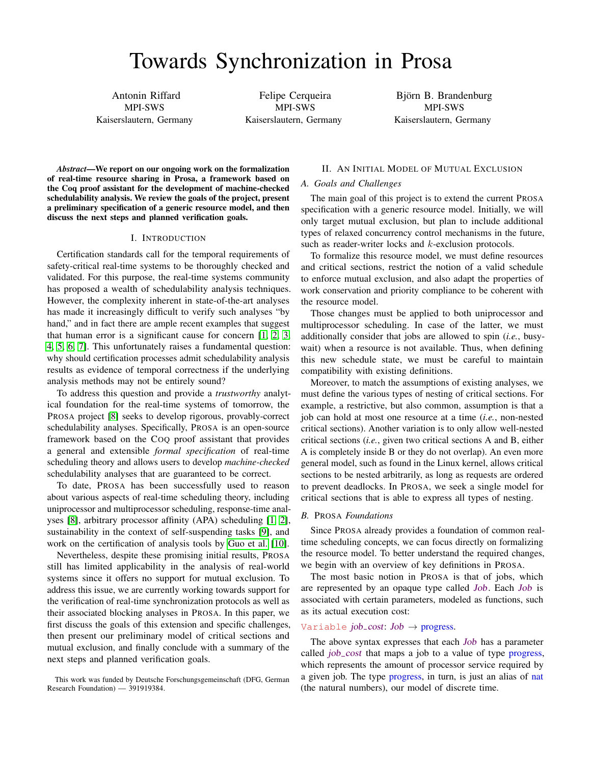# Towards Synchronization in Prosa

Antonin Riffard
MPI-SWS
Kaiserslautern, Germany

Felipe Cerqueira
MPI-SWS
Kaiserslautern, Germany

Björn B. Brandenburg
MPI-SWS
Kaiserslautern, Germany

***Abstract*—We report on our ongoing work on the formalization of real-time resource sharing in Prosa, a framework based on the Coq proof assistant for the development of machine-checked schedulability analysis. We review the goals of the project, present a preliminary specification of a generic resource model, and then discuss the next steps and planned verification goals.**

## I. Introduction

Certification standards call for the temporal requirements of safety-critical real-time systems to be thoroughly checked and validated. For this purpose, the real-time systems community has proposed a wealth of schedulability analysis techniques. However, the complexity inherent in state-of-the-art analyses has made it increasingly difficult to verify such analyses "by hand," and in fact there are ample recent examples that suggest that human error is a significant cause for concern [1, 2, 3, 4, 5, 6, 7]. This unfortunately raises a fundamental question: why should certification processes admit schedulability analysis results as evidence of temporal correctness if the underlying analysis methods may not be entirely sound?

To address this question and provide a *trustworthy* analytical foundation for the real-time systems of tomorrow, the Prosa project [8] seeks to develop rigorous, provably-correct schedulability analyses. Specifically, Prosa is an open-source framework based on the Coq proof assistant that provides a general and extensible *formal specification* of real-time scheduling theory and allows users to develop *machine-checked* schedulability analyses that are guaranteed to be correct.

To date, Prosa has been successfully used to reason about various aspects of real-time scheduling theory, including uniprocessor and multiprocessor scheduling, response-time analyses [8], arbitrary processor affinity (APA) scheduling [1, 2], sustainability in the context of self-suspending tasks [9], and work on the certification of analysis tools by Guo et al. [10].

Nevertheless, despite these promising initial results, Prosa still has limited applicability in the analysis of real-world systems since it offers no support for mutual exclusion. To address this issue, we are currently working towards support for the verification of real-time synchronization protocols as well as their associated blocking analyses in Prosa. In this paper, we first discuss the goals of this extension and specific challenges, then present our preliminary model of critical sections and mutual exclusion, and finally conclude with a summary of the next steps and planned verification goals.

This work was funded by Deutsche Forschungsgemeinschaft (DFG, German Research Foundation) — 391919384.

## II. An Initial Model of Mutual Exclusion

### A. Goals and Challenges

The main goal of this project is to extend the current Prosa specification with a generic resource model. Initially, we will only target mutual exclusion, but plan to include additional types of relaxed concurrency control mechanisms in the future, such as reader-writer locks and $k$-exclusion protocols.

To formalize this resource model, we must define resources and critical sections, restrict the notion of a valid schedule to enforce mutual exclusion, and also adapt the properties of work conservation and priority compliance to be coherent with the resource model.

Those changes must be applied to both uniprocessor and multiprocessor scheduling. In case of the latter, we must additionally consider that jobs are allowed to spin (*i.e.*, busy-wait) when a resource is not available. Thus, when defining this new schedule state, we must be careful to maintain compatibility with existing definitions.

Moreover, to match the assumptions of existing analyses, we must define the various types of nesting of critical sections. For example, a restrictive, but also common, assumption is that a job can hold at most one resource at a time (*i.e.*, non-nested critical sections). Another variation is to only allow well-nested critical sections (*i.e.*, given two critical sections A and B, either A is completely inside B or they do not overlap). An even more general model, such as found in the Linux kernel, allows critical sections to be nested arbitrarily, as long as requests are ordered to prevent deadlocks. In Prosa, we seek a single model for critical sections that is able to express all types of nesting.

### B. Prosa *Foundations*

Since Prosa already provides a foundation of common real-time scheduling concepts, we can focus directly on formalizing the resource model. To better understand the required changes, we begin with an overview of key definitions in Prosa.

The most basic notion in Prosa is that of jobs, which are represented by an opaque type called *Job*. Each *Job* is associated with certain parameters, modeled as functions, such as its actual execution cost:

```
Variable job_cost: Job → progress.
```

The above syntax expresses that each *Job* has a parameter called *job_cost* that maps a job to a value of type progress, which represents the amount of processor service required by a given job. The type progress, in turn, is just an alias of nat (the natural numbers), our model of discrete time.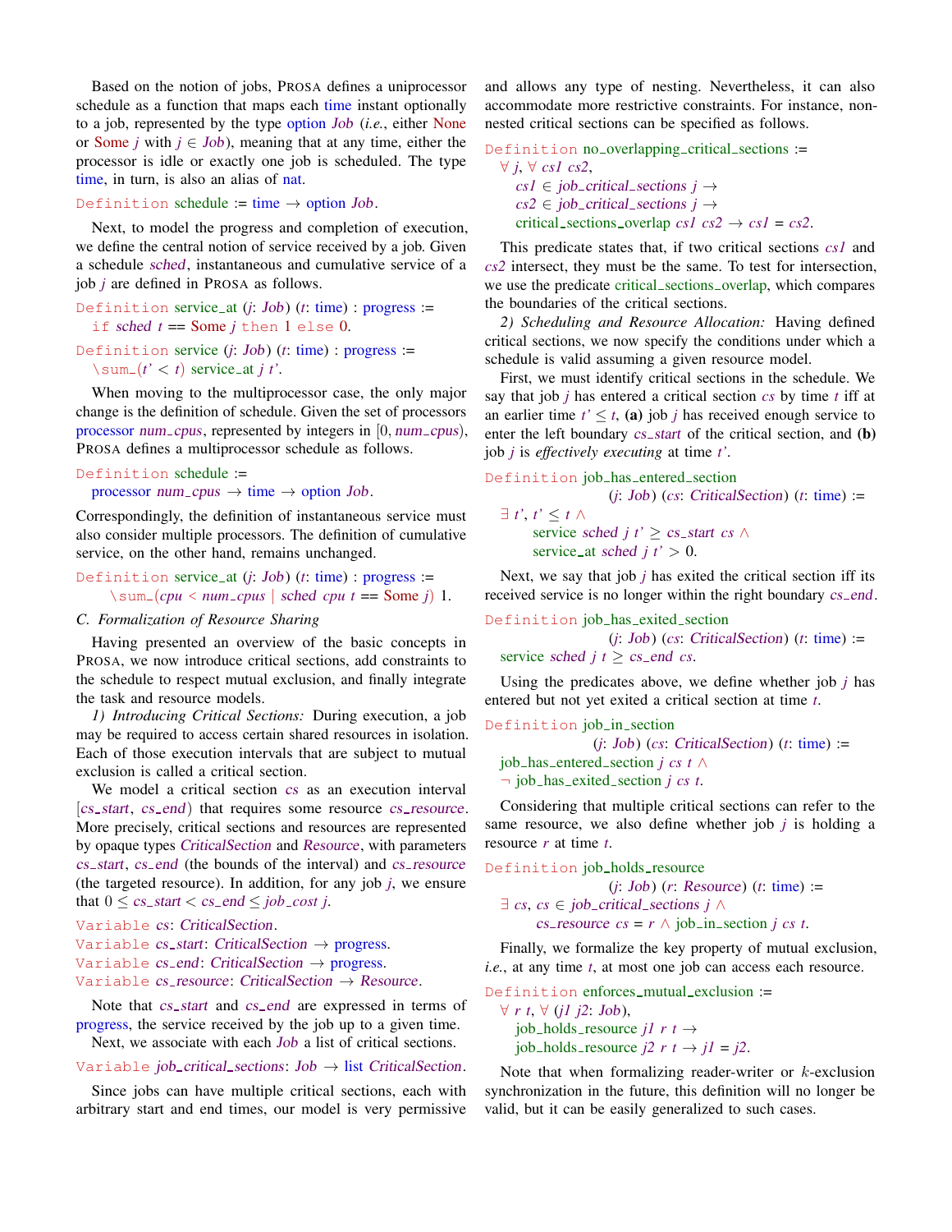Based on the notion of jobs, PROSA defines a uniprocessor schedule as a function that maps each time instant optionally to a job, represented by the type option *Job* (*i.e.*, either None or Some *j* with $j \in Job$), meaning that at any time, either the processor is idle or exactly one job is scheduled. The type time, in turn, is also an alias of nat.

```
Definition schedule := time → option Job.
```

Next, to model the progress and completion of execution, we define the central notion of service received by a job. Given a schedule *sched*, instantaneous and cumulative service of a job *j* are defined in PROSA as follows.

```
Definition service_at (j: Job) (t: time) : progress :=
  if sched t == Some j then 1 else 0.
```

```
Definition service (j: Job) (t: time) : progress :=
  \sum_(t' < t) service_at j t'.
```

When moving to the multiprocessor case, the only major change is the definition of schedule. Given the set of processors processor *num_cpus*, represented by integers in $[0, num\_cpus)$, PROSA defines a multiprocessor schedule as follows.

```
Definition schedule :=
  processor num_cpus → time → option Job.
```

Correspondingly, the definition of instantaneous service must also consider multiple processors. The definition of cumulative service, on the other hand, remains unchanged.

```
Definition service_at (j: Job) (t: time) : progress :=
    \sum_(cpu < num_cpus | sched cpu t == Some j) 1.
```

### C. Formalization of Resource Sharing

Having presented an overview of the basic concepts in PROSA, we now introduce critical sections, add constraints to the schedule to respect mutual exclusion, and finally integrate the task and resource models.

*1) Introducing Critical Sections:* During execution, a job may be required to access certain shared resources in isolation. Each of those execution intervals that are subject to mutual exclusion is called a critical section.

We model a critical section *cs* as an execution interval $[cs\_start, cs\_end)$ that requires some resource *cs_resource*. More precisely, critical sections and resources are represented by opaque types *CriticalSection* and *Resource*, with parameters *cs_start*, *cs_end* (the bounds of the interval) and *cs_resource* (the targeted resource). In addition, for any job *j*, we ensure that $0 \leq cs\_start < cs\_end \leq job\_cost\ j$.

```
Variable cs: CriticalSection.
Variable cs_start: CriticalSection → progress.
Variable cs_end: CriticalSection → progress.
Variable cs_resource: CriticalSection → Resource.
```

Note that *cs_start* and *cs_end* are expressed in terms of progress, the service received by the job up to a given time.

Next, we associate with each *Job* a list of critical sections.

```
Variable job_critical_sections: Job → list CriticalSection.
```

Since jobs can have multiple critical sections, each with arbitrary start and end times, our model is very permissive and allows any type of nesting. Nevertheless, it can also accommodate more restrictive constraints. For instance, non-nested critical sections can be specified as follows.

```
Definition no_overlapping_critical_sections :=
  ∀ j, ∀ cs1 cs2,
    cs1 ∈ job_critical_sections j →
    cs2 ∈ job_critical_sections j →
    critical_sections_overlap cs1 cs2 → cs1 = cs2.
```

This predicate states that, if two critical sections *cs1* and *cs2* intersect, they must be the same. To test for intersection, we use the predicate critical_sections_overlap, which compares the boundaries of the critical sections.

*2) Scheduling and Resource Allocation:* Having defined critical sections, we now specify the conditions under which a schedule is valid assuming a given resource model.

First, we must identify critical sections in the schedule. We say that job *j* has entered a critical section *cs* by time *t* iff at an earlier time $t' \leq t$, **(a)** job *j* has received enough service to enter the left boundary *cs_start* of the critical section, and **(b)** job *j* is *effectively executing* at time *t'*.

```
Definition job_has_entered_section
                    (j: Job) (cs: CriticalSection) (t: time) :=
  ∃ t', t' ≤ t ∧
        service sched j t' ≥ cs_start cs ∧
        service_at sched j t' > 0.
```

Next, we say that job *j* has exited the critical section iff its received service is no longer within the right boundary *cs_end*.

```
Definition job_has_exited_section
                    (j: Job) (cs: CriticalSection) (t: time) :=
  service sched j t ≥ cs_end cs.
```

Using the predicates above, we define whether job *j* has entered but not yet exited a critical section at time *t*.

```
Definition job_in_section
                  (j: Job) (cs: CriticalSection) (t: time) :=
  job_has_entered_section j cs t ∧
  ¬ job_has_exited_section j cs t.
```

Considering that multiple critical sections can refer to the same resource, we also define whether job *j* is holding a resource *r* at time *t*.

```
Definition job_holds_resource
                    (j: Job) (r: Resource) (t: time) :=
  ∃ cs, cs ∈ job_critical_sections j ∧
        cs_resource cs = r ∧ job_in_section j cs t.
```

Finally, we formalize the key property of mutual exclusion, *i.e.*, at any time *t*, at most one job can access each resource.

```
Definition enforces_mutual_exclusion :=
  ∀ r t, ∀ (j1 j2: Job),
    job_holds_resource j1 r t →
    job_holds_resource j2 r t → j1 = j2.
```

Note that when formalizing reader-writer or $k$-exclusion synchronization in the future, this definition will no longer be valid, but it can be easily generalized to such cases.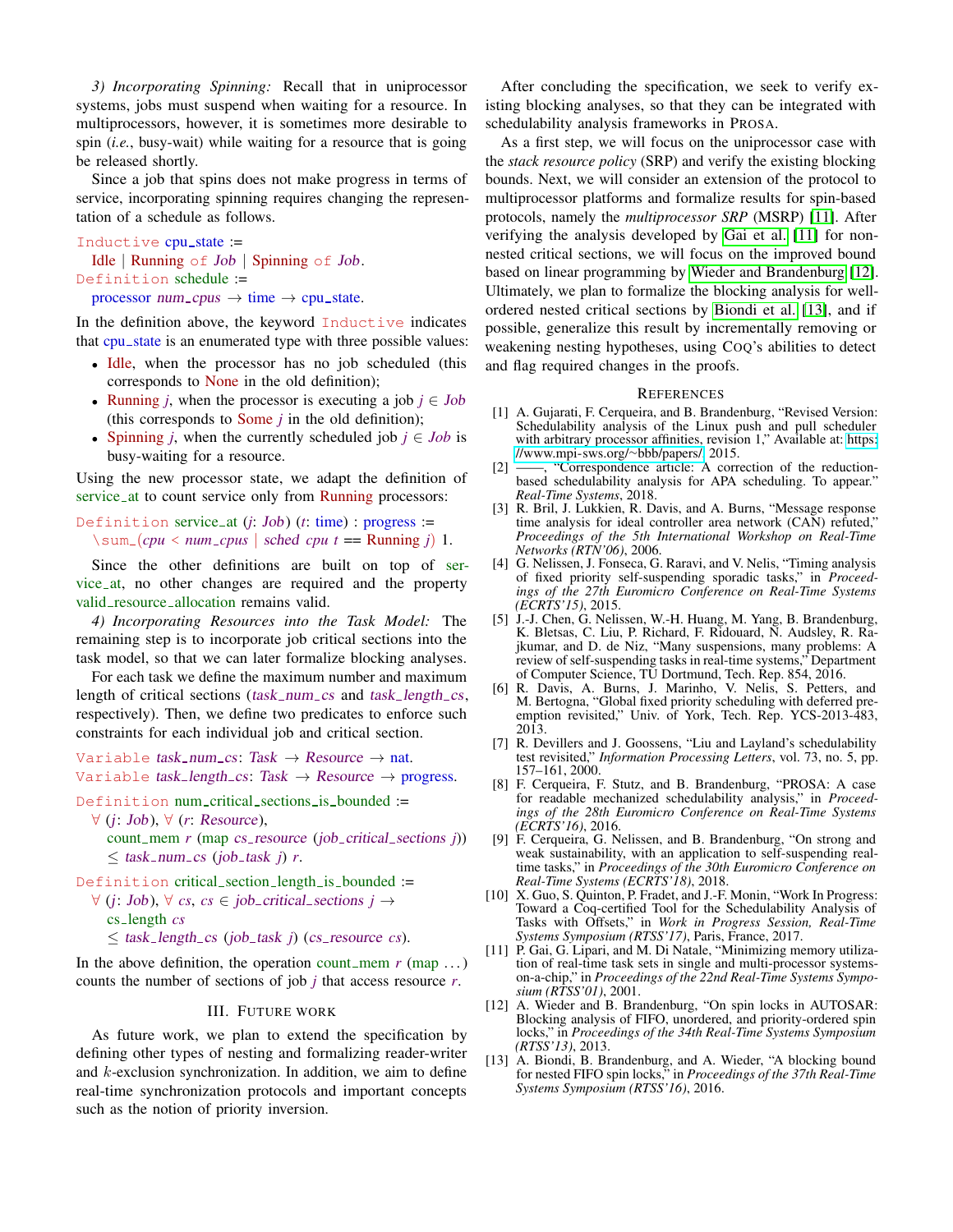*3) Incorporating Spinning:* Recall that in uniprocessor systems, jobs must suspend when waiting for a resource. In multiprocessors, however, it is sometimes more desirable to spin (*i.e.*, busy-wait) while waiting for a resource that is going be released shortly.

Since a job that spins does not make progress in terms of service, incorporating spinning requires changing the representation of a schedule as follows.

```
Inductive cpu_state :=
  Idle | Running of Job | Spinning of Job.
Definition schedule :=
  processor num_cpus → time → cpu_state.
```

In the definition above, the keyword `Inductive` indicates that cpu_state is an enumerated type with three possible values:

- Idle, when the processor has no job scheduled (this corresponds to None in the old definition);
- Running $j$, when the processor is executing a job $j \in Job$ (this corresponds to Some $j$ in the old definition);
- Spinning $j$, when the currently scheduled job $j \in Job$ is busy-waiting for a resource.

Using the new processor state, we adapt the definition of service_at to count service only from Running processors:

```
Definition service_at (j: Job) (t: time) : progress :=
  \sum_(cpu < num_cpus | sched cpu t == Running j) 1.
```

Since the other definitions are built on top of service_at, no other changes are required and the property valid_resource_allocation remains valid.

*4) Incorporating Resources into the Task Model:* The remaining step is to incorporate job critical sections into the task model, so that we can later formalize blocking analyses.

For each task we define the maximum number and maximum length of critical sections (*task_num_cs* and *task_length_cs*, respectively). Then, we define two predicates to enforce such constraints for each individual job and critical section.

```
Variable task_num_cs: Task → Resource → nat.
Variable task_length_cs: Task → Resource → progress.
```

```
Definition num_critical_sections_is_bounded :=
  ∀ (j: Job), ∀ (r: Resource),
    count_mem r (map cs_resource (job_critical_sections j))
    ≤ task_num_cs (job_task j) r.
```

```
Definition critical_section_length_is_bounded :=
  ∀ (j: Job), ∀ cs, cs ∈ job_critical_sections j →
    cs_length cs
    ≤ task_length_cs (job_task j) (cs_resource cs).
```

In the above definition, the operation count_mem $r$ (map ...) counts the number of sections of job $j$ that access resource $r$.

## III. Future work

As future work, we plan to extend the specification by defining other types of nesting and formalizing reader-writer and $k$-exclusion synchronization. In addition, we aim to define real-time synchronization protocols and important concepts such as the notion of priority inversion.

After concluding the specification, we seek to verify existing blocking analyses, so that they can be integrated with schedulability analysis frameworks in Prosa.

As a first step, we will focus on the uniprocessor case with the *stack resource policy* (SRP) and verify the existing blocking bounds. Next, we will consider an extension of the protocol to multiprocessor platforms and formalize results for spin-based protocols, namely the *multiprocessor SRP* (MSRP) [11]. After verifying the analysis developed by Gai et al. [11] for non-nested critical sections, we will focus on the improved bound based on linear programming by Wieder and Brandenburg [12]. Ultimately, we plan to formalize the blocking analysis for well-ordered nested critical sections by Biondi et al. [13], and if possible, generalize this result by incrementally removing or weakening nesting hypotheses, using Coq's abilities to detect and flag required changes in the proofs.

## References

[1] A. Gujarati, F. Cerqueira, and B. Brandenburg, "Revised Version: Schedulability analysis of the Linux push and pull scheduler with arbitrary processor affinities, revision 1," Available at: https://www.mpi-sws.org/~bbb/papers/, 2015.

[2] ——, "Correspondence article: A correction of the reduction-based schedulability analysis for APA scheduling. To appear." *Real-Time Systems*, 2018.

[3] R. Bril, J. Lukkien, R. Davis, and A. Burns, "Message response time analysis for ideal controller area network (CAN) refuted," *Proceedings of the 5th International Workshop on Real-Time Networks (RTN'06)*, 2006.

[4] G. Nelissen, J. Fonseca, G. Raravi, and V. Nelis, "Timing analysis of fixed priority self-suspending sporadic tasks," in *Proceedings of the 27th Euromicro Conference on Real-Time Systems (ECRTS'15)*, 2015.

[5] J.-J. Chen, G. Nelissen, W.-H. Huang, M. Yang, B. Brandenburg, K. Bletsas, C. Liu, P. Richard, F. Ridouard, N. Audsley, R. Rajkumar, and D. de Niz, "Many suspensions, many problems: A review of self-suspending tasks in real-time systems," Department of Computer Science, TU Dortmund, Tech. Rep. 854, 2016.

[6] R. Davis, A. Burns, J. Marinho, V. Nelis, S. Petters, and M. Bertogna, "Global fixed priority scheduling with deferred preemption revisited," Univ. of York, Tech. Rep. YCS-2013-483, 2013.

[7] R. Devillers and J. Goossens, "Liu and Layland's schedulability test revisited," *Information Processing Letters*, vol. 73, no. 5, pp. 157–161, 2000.

[8] F. Cerqueira, F. Stutz, and B. Brandenburg, "PROSA: A case for readable mechanized schedulability analysis," in *Proceedings of the 28th Euromicro Conference on Real-Time Systems (ECRTS'16)*, 2016.

[9] F. Cerqueira, G. Nelissen, and B. Brandenburg, "On strong and weak sustainability, with an application to self-suspending real-time tasks," in *Proceedings of the 30th Euromicro Conference on Real-Time Systems (ECRTS'18)*, 2018.

[10] X. Guo, S. Quinton, P. Fradet, and J.-F. Monin, "Work In Progress: Toward a Coq-certified Tool for the Schedulability Analysis of Tasks with Offsets," in *Work in Progress Session, Real-Time Systems Symposium (RTSS'17)*, Paris, France, 2017.

[11] P. Gai, G. Lipari, and M. Di Natale, "Minimizing memory utilization of real-time task sets in single and multi-processor systems-on-a-chip," in *Proceedings of the 22nd Real-Time Systems Symposium (RTSS'01)*, 2001.

[12] A. Wieder and B. Brandenburg, "On spin locks in AUTOSAR: Blocking analysis of FIFO, unordered, and priority-ordered spin locks," in *Proceedings of the 34th Real-Time Systems Symposium (RTSS'13)*, 2013.

[13] A. Biondi, B. Brandenburg, and A. Wieder, "A blocking bound for nested FIFO spin locks," in *Proceedings of the 37th Real-Time Systems Symposium (RTSS'16)*, 2016.